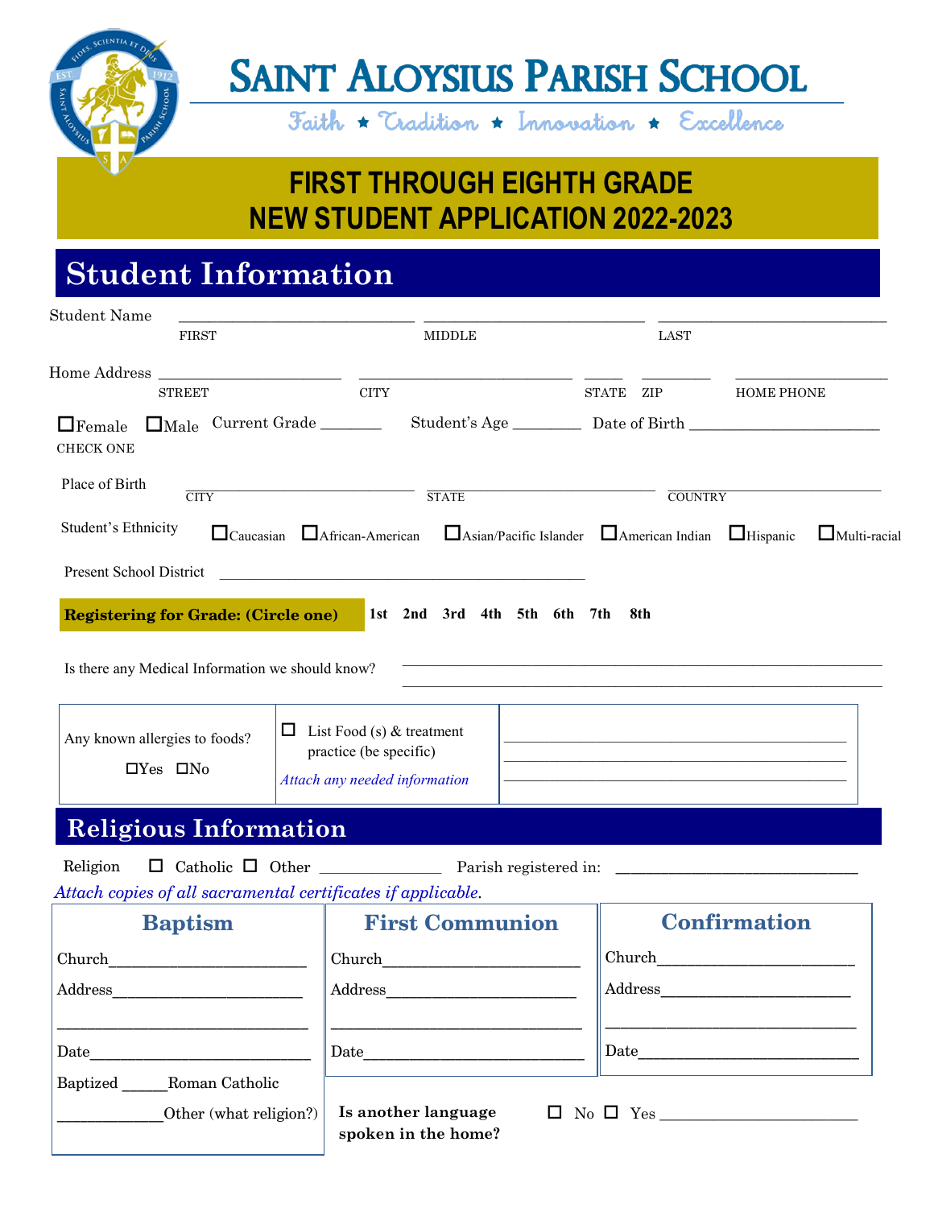# Saint Aloysius Parish School

Faith ★ Tradition ★ Innovation ★ Excellence

## FIRST THROUGH EIGHTH GRADE NEW STUDENT APPLICATION 2022-2023

## Student Information

Student Name ______________________ ______________________ ______________________
FIRST MIDDLE LAST

Home Address ______________________ ______________________ _____ _______ ______________
STREET CITY STATE ZIP HOME PHONE

☐Female ☐Male Current Grade _______ Student's Age ________ Date of Birth ______________________
CHECK ONE

Place of Birth ______________________ ______________________ ______________________
CITY STATE COUNTRY

Student's Ethnicity ☐Caucasian ☐African-American ☐Asian/Pacific Islander ☐American Indian ☐Hispanic ☐Multi-racial

Present School District ________________________________________________

**Registering for Grade: (Circle one)** **1st 2nd 3rd 4th 5th 6th 7th 8th**

Is there any Medical Information we should know? ________________________________________________
________________________________________________

| Any known allergies to foods? ☐Yes ☐No | ☐ List Food (s) & treatment practice (be specific) *Attach any needed information* | ________________________________ ________________________________ ________________________________ |
|---|---|---|

## Religious Information

Religion ☐ Catholic ☐ Other ______________ Parish registered in: ______________________________

*Attach copies of all sacramental certificates if applicable.*

| Baptism | First Communion | Confirmation |
|---|---|---|
| Church______________________ | Church______________________ | Church______________________ |
| Address______________________ | Address______________________ | Address______________________ |
| ______________________________ | ______________________________ | ______________________________ |
| Date______________________ | Date______________________ | Date______________________ |
| Baptized ______Roman Catholic | | |
| ____________Other (what religion?) | | |

**Is another language spoken in the home?** ☐ No ☐ Yes ______________________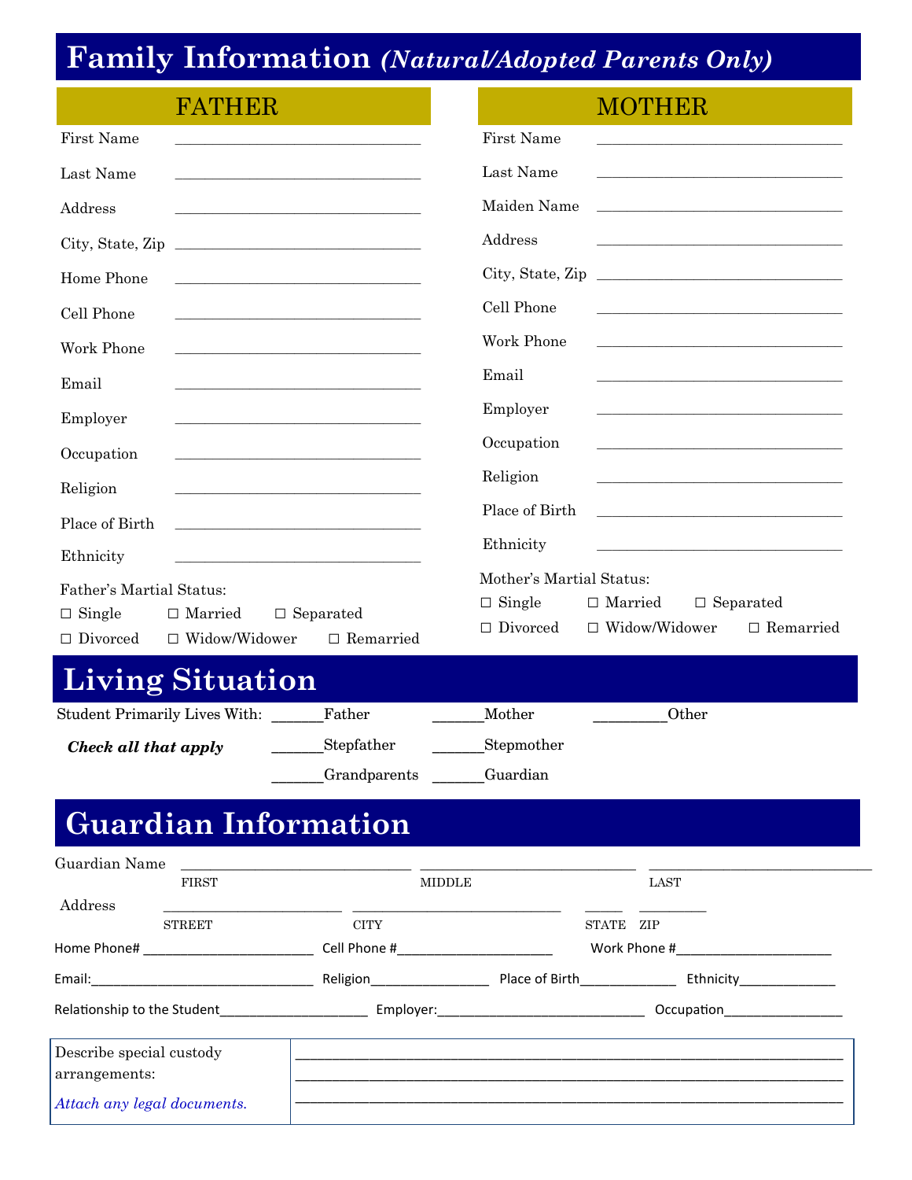# Family Information *(Natural/Adopted Parents Only)*

## FATHER

First Name ______________________________

Last Name ______________________________

Address ______________________________

City, State, Zip ______________________________

Home Phone ______________________________

Cell Phone ______________________________

Work Phone ______________________________

Email ______________________________

Employer ______________________________

Occupation ______________________________

Religion ______________________________

Place of Birth ______________________________

Ethnicity ______________________________

Father's Martial Status:

☐ Single ☐ Married ☐ Separated

☐ Divorced ☐ Widow/Widower ☐ Remarried

## MOTHER

First Name ______________________________

Last Name ______________________________

Maiden Name ______________________________

Address ______________________________

City, State, Zip ______________________________

Cell Phone ______________________________

Work Phone ______________________________

Email ______________________________

Employer ______________________________

Occupation ______________________________

Religion ______________________________

Place of Birth ______________________________

Ethnicity ______________________________

Mother's Martial Status:

☐ Single ☐ Married ☐ Separated

☐ Divorced ☐ Widow/Widower ☐ Remarried

# Living Situation

Student Primarily Lives With: ______Father ______Mother _________Other

***Check all that apply*** ______Stepfather ______Stepmother

______Grandparents ______Guardian

# Guardian Information

Guardian Name ____________________ ____________________ ____________________
FIRST MIDDLE LAST

Address ____________________ ____________________ _____ _________
STREET CITY STATE ZIP

Home Phone# ____________________ Cell Phone #____________________ Work Phone #____________________

Email:____________________________ Religion______________ Place of Birth____________ Ethnicity____________

Relationship to the Student____________________ Employer:____________________________ Occupation________________

| Describe special custody arrangements: *Attach any legal documents.* | ________________________________________ ________________________________________ ________________________________________ |
|---|---|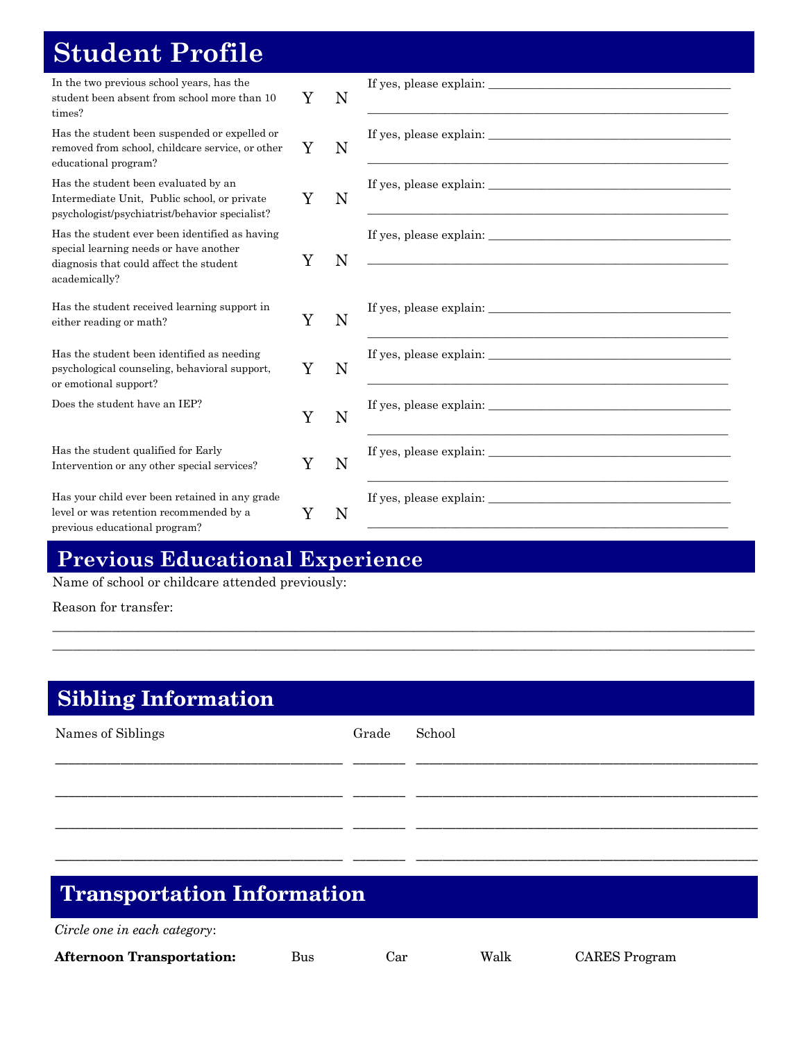# Student Profile

| | | | |
|---|---|---|---|
| In the two previous school years, has the student been absent from school more than 10 times? | Y | N | If yes, please explain: ______________________ |
| Has the student been suspended or expelled or removed from school, childcare service, or other educational program? | Y | N | If yes, please explain: ______________________ |
| Has the student been evaluated by an Intermediate Unit, Public school, or private psychologist/psychiatrist/behavior specialist? | Y | N | If yes, please explain: ______________________ |
| Has the student ever been identified as having special learning needs or have another diagnosis that could affect the student academically? | Y | N | If yes, please explain: ______________________ |
| Has the student received learning support in either reading or math? | Y | N | If yes, please explain: ______________________ |
| Has the student been identified as needing psychological counseling, behavioral support, or emotional support? | Y | N | If yes, please explain: ______________________ |
| Does the student have an IEP? | Y | N | If yes, please explain: ______________________ |
| Has the student qualified for Early Intervention or any other special services? | Y | N | If yes, please explain: ______________________ |
| Has your child ever been retained in any grade level or was retention recommended by a previous educational program? | Y | N | If yes, please explain: ______________________ |

## Previous Educational Experience

Name of school or childcare attended previously:

Reason for transfer:

______________________________________________________________________

______________________________________________________________________

## Sibling Information

| Names of Siblings | Grade | School |
|---|---|---|
| | | |
| | | |
| | | |
| | | |

## Transportation Information

*Circle one in each category*:

**Afternoon Transportation:** Bus Car Walk CARES Program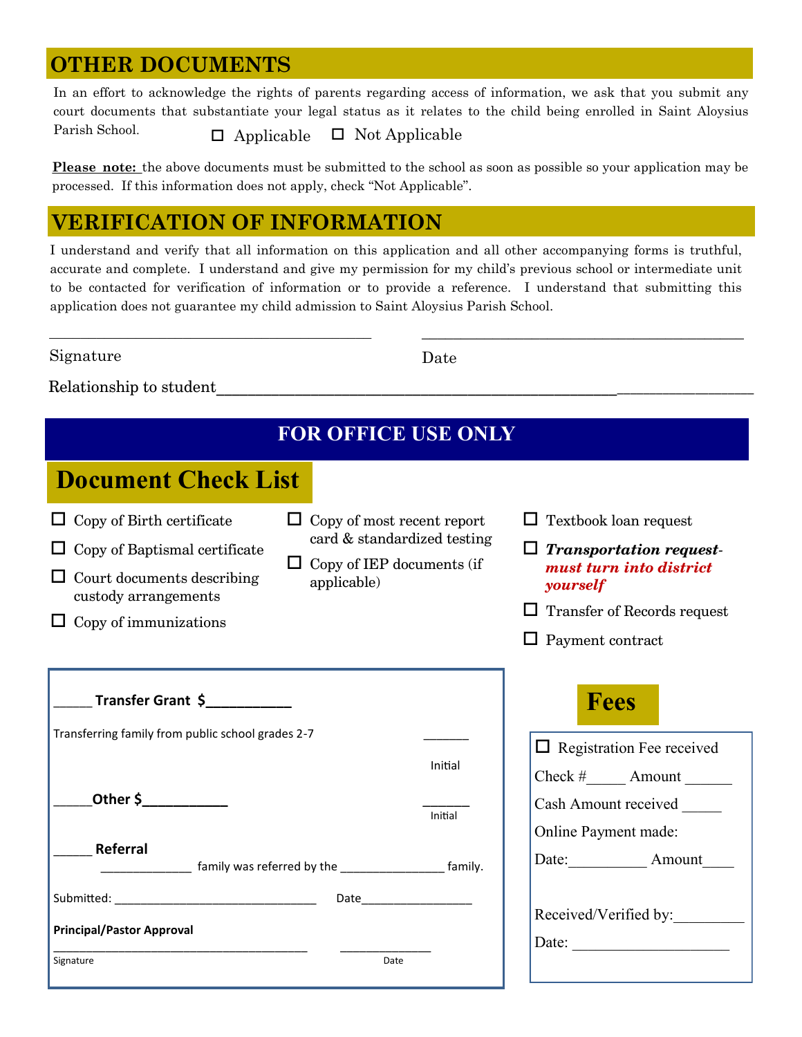## OTHER DOCUMENTS

In an effort to acknowledge the rights of parents regarding access of information, we ask that you submit any court documents that substantiate your legal status as it relates to the child being enrolled in Saint Aloysius Parish School.

☐ Applicable ☐ Not Applicable

**Please note:** the above documents must be submitted to the school as soon as possible so your application may be processed. If this information does not apply, check "Not Applicable".

## VERIFICATION OF INFORMATION

I understand and verify that all information on this application and all other accompanying forms is truthful, accurate and complete. I understand and give my permission for my child's previous school or intermediate unit to be contacted for verification of information or to provide a reference. I understand that submitting this application does not guarantee my child admission to Saint Aloysius Parish School.

___________________________________________ ___________________________________________

Signature Date

Relationship to student_________________________________________________________________

## FOR OFFICE USE ONLY

## Document Check List

- ☐ Copy of Birth certificate
- ☐ Copy of Baptismal certificate
- ☐ Court documents describing custody arrangements
- ☐ Copy of immunizations
- ☐ Copy of most recent report card & standardized testing
- ☐ Copy of IEP documents (if applicable)
- ☐ Textbook loan request
- ☐ ***Transportation request-*** ***must turn into district yourself***
- ☐ Transfer of Records request
- ☐ Payment contract

_____ **Transfer Grant $___________**

Transferring family from public school grades 2-7 ______ Initial

_____**Other $___________** ______ Initial

_____ **Referral**

_____________ family was referred by the _______________ family.

Submitted: ______________________________ Date________________

**Principal/Pastor Approval**

____________________________________ _____________

Signature Date

## Fees

☐ Registration Fee received

Check #_____ Amount ______

Cash Amount received _____

Online Payment made:

Date:__________ Amount____

Received/Verified by:_________

Date: ____________________